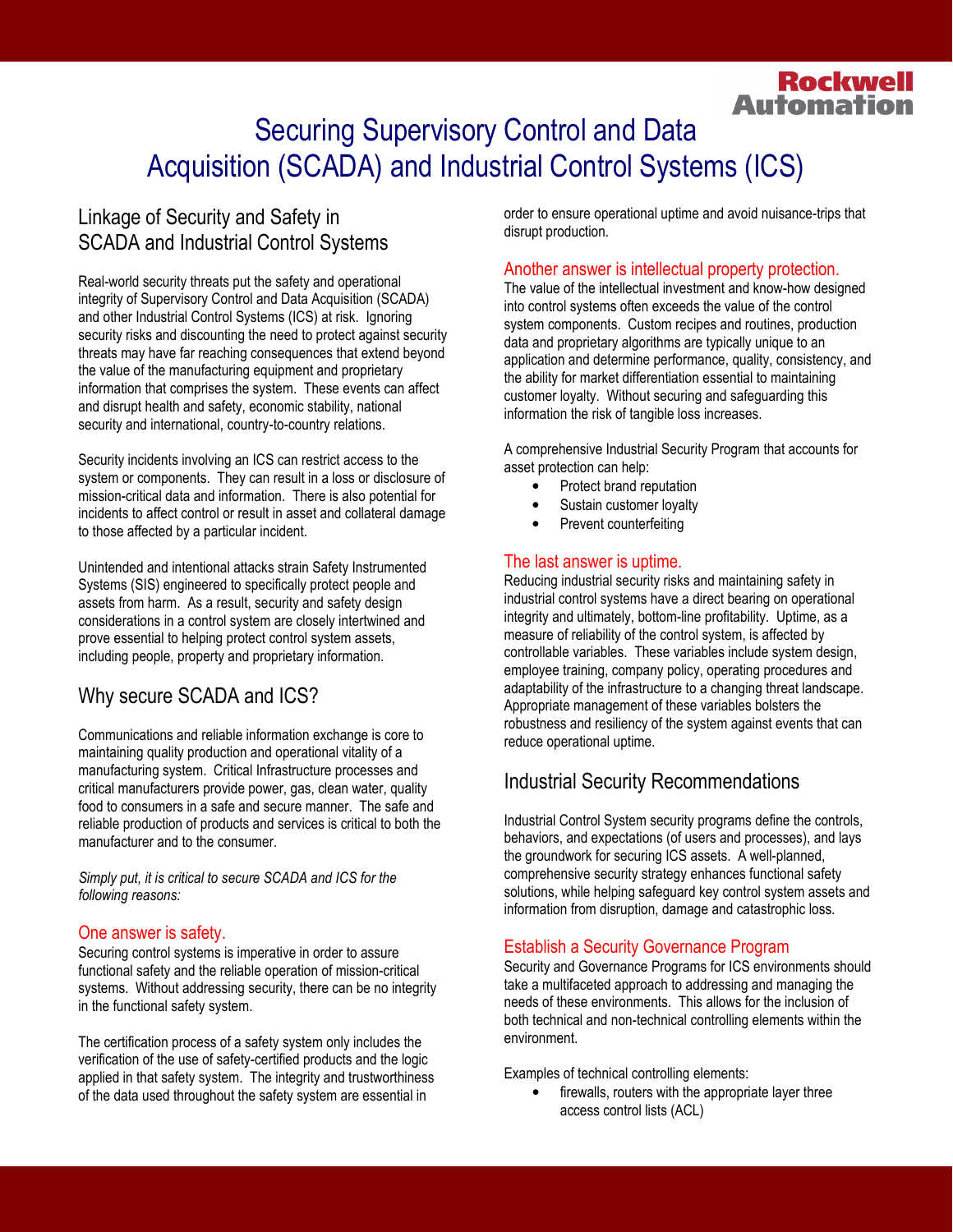# Securing Supervisory Control and Data Acquisition (SCADA) and Industrial Control Systems (ICS)

## Linkage of Security and Safety in SCADA and Industrial Control Systems

Real-world security threats put the safety and operational integrity of Supervisory Control and Data Acquisition (SCADA) and other Industrial Control Systems (ICS) at risk. Ignoring security risks and discounting the need to protect against security threats may have far reaching consequences that extend beyond the value of the manufacturing equipment and proprietary information that comprises the system. These events can affect and disrupt health and safety, economic stability, national security and international, country-to-country relations.

Security incidents involving an ICS can restrict access to the system or components. They can result in a loss or disclosure of mission-critical data and information. There is also potential for incidents to affect control or result in asset and collateral damage to those affected by a particular incident.

Unintended and intentional attacks strain Safety Instrumented Systems (SIS) engineered to specifically protect people and assets from harm. As a result, security and safety design considerations in a control system are closely intertwined and prove essential to helping protect control system assets, including people, property and proprietary information.

## Why secure SCADA and ICS?

Communications and reliable information exchange is core to maintaining quality production and operational vitality of a manufacturing system. Critical Infrastructure processes and critical manufacturers provide power, gas, clean water, quality food to consumers in a safe and secure manner. The safe and reliable production of products and services is critical to both the manufacturer and to the consumer.

*Simply put, it is critical to secure SCADA and ICS for the following reasons:*

### One answer is safety.

Securing control systems is imperative in order to assure functional safety and the reliable operation of mission-critical systems. Without addressing security, there can be no integrity in the functional safety system.

The certification process of a safety system only includes the verification of the use of safety-certified products and the logic applied in that safety system. The integrity and trustworthiness of the data used throughout the safety system are essential in order to ensure operational uptime and avoid nuisance-trips that disrupt production.

### Another answer is intellectual property protection.

The value of the intellectual investment and know-how designed into control systems often exceeds the value of the control system components. Custom recipes and routines, production data and proprietary algorithms are typically unique to an application and determine performance, quality, consistency, and the ability for market differentiation essential to maintaining customer loyalty. Without securing and safeguarding this information the risk of tangible loss increases.

A comprehensive Industrial Security Program that accounts for asset protection can help:

- Protect brand reputation
- Sustain customer loyalty
- Prevent counterfeiting

### The last answer is uptime.

Reducing industrial security risks and maintaining safety in industrial control systems have a direct bearing on operational integrity and ultimately, bottom-line profitability. Uptime, as a measure of reliability of the control system, is affected by controllable variables. These variables include system design, employee training, company policy, operating procedures and adaptability of the infrastructure to a changing threat landscape. Appropriate management of these variables bolsters the robustness and resiliency of the system against events that can reduce operational uptime.

## Industrial Security Recommendations

Industrial Control System security programs define the controls, behaviors, and expectations (of users and processes), and lays the groundwork for securing ICS assets. A well-planned, comprehensive security strategy enhances functional safety solutions, while helping safeguard key control system assets and information from disruption, damage and catastrophic loss.

### Establish a Security Governance Program

Security and Governance Programs for ICS environments should take a multifaceted approach to addressing and managing the needs of these environments. This allows for the inclusion of both technical and non-technical controlling elements within the environment.

Examples of technical controlling elements:

- firewalls, routers with the appropriate layer three access control lists (ACL)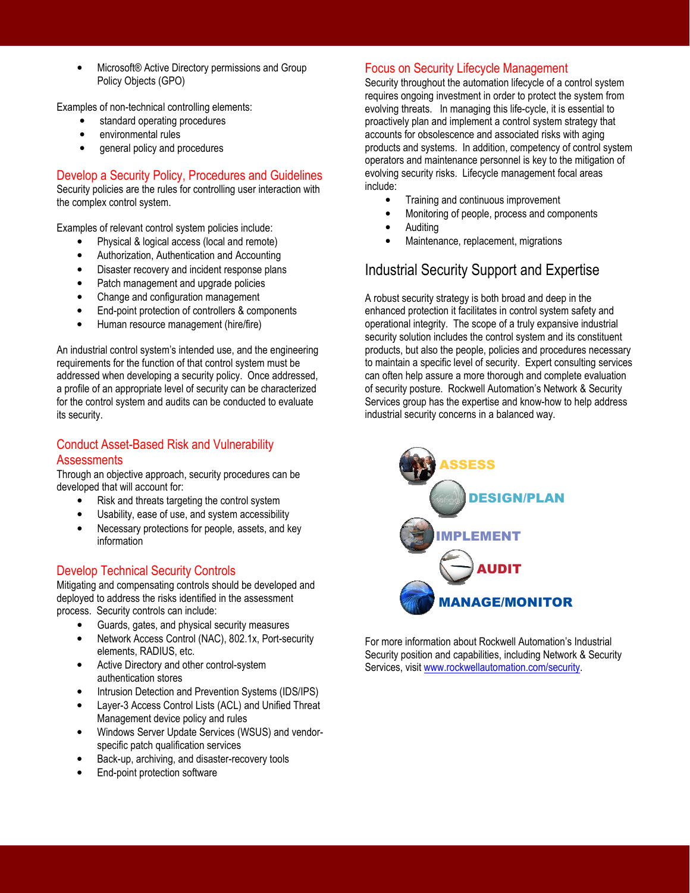- Microsoft® Active Directory permissions and Group Policy Objects (GPO)

Examples of non-technical controlling elements:

- standard operating procedures
- environmental rules
- general policy and procedures

### Develop a Security Policy, Procedures and Guidelines

Security policies are the rules for controlling user interaction with the complex control system.

Examples of relevant control system policies include:

- Physical & logical access (local and remote)
- Authorization, Authentication and Accounting
- Disaster recovery and incident response plans
- Patch management and upgrade policies
- Change and configuration management
- End-point protection of controllers & components
- Human resource management (hire/fire)

An industrial control system's intended use, and the engineering requirements for the function of that control system must be addressed when developing a security policy. Once addressed, a profile of an appropriate level of security can be characterized for the control system and audits can be conducted to evaluate its security.

### Conduct Asset-Based Risk and Vulnerability Assessments

Through an objective approach, security procedures can be developed that will account for:

- Risk and threats targeting the control system
- Usability, ease of use, and system accessibility
- Necessary protections for people, assets, and key information

### Develop Technical Security Controls

Mitigating and compensating controls should be developed and deployed to address the risks identified in the assessment process. Security controls can include:

- Guards, gates, and physical security measures
- Network Access Control (NAC), 802.1x, Port-security elements, RADIUS, etc.
- Active Directory and other control-system authentication stores
- Intrusion Detection and Prevention Systems (IDS/IPS)
- Layer-3 Access Control Lists (ACL) and Unified Threat Management device policy and rules
- Windows Server Update Services (WSUS) and vendor-specific patch qualification services
- Back-up, archiving, and disaster-recovery tools
- End-point protection software

### Focus on Security Lifecycle Management

Security throughout the automation lifecycle of a control system requires ongoing investment in order to protect the system from evolving threats. In managing this life-cycle, it is essential to proactively plan and implement a control system strategy that accounts for obsolescence and associated risks with aging products and systems. In addition, competency of control system operators and maintenance personnel is key to the mitigation of evolving security risks. Lifecycle management focal areas include:

- Training and continuous improvement
- Monitoring of people, process and components
- Auditing
- Maintenance, replacement, migrations

## Industrial Security Support and Expertise

A robust security strategy is both broad and deep in the enhanced protection it facilitates in control system safety and operational integrity. The scope of a truly expansive industrial security solution includes the control system and its constituent products, but also the people, policies and procedures necessary to maintain a specific level of security. Expert consulting services can often help assure a more thorough and complete evaluation of security posture. Rockwell Automation's Network & Security Services group has the expertise and know-how to help address industrial security concerns in a balanced way.

ASSESS
DESIGN/PLAN
IMPLEMENT
AUDIT
MANAGE/MONITOR

For more information about Rockwell Automation's Industrial Security position and capabilities, including Network & Security Services, visit www.rockwellautomation.com/security.